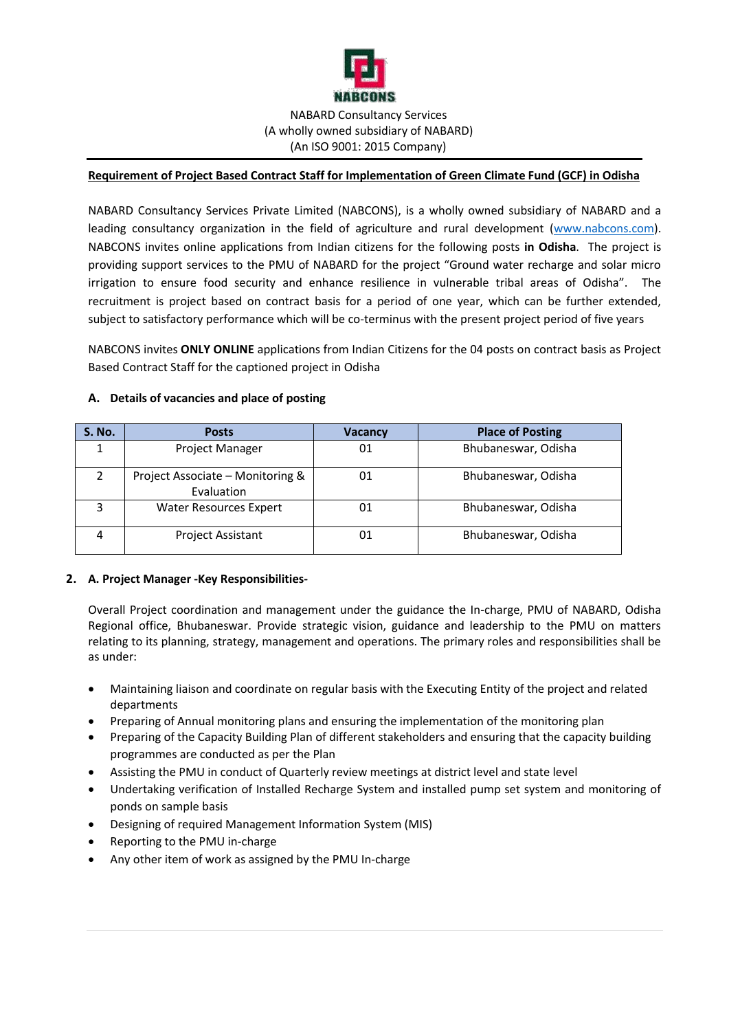NABCONS

NABARD Consultancy Services
(A wholly owned subsidiary of NABARD)
(An ISO 9001: 2015 Company)

**Requirement of Project Based Contract Staff for Implementation of Green Climate Fund (GCF) in Odisha**

NABARD Consultancy Services Private Limited (NABCONS), is a wholly owned subsidiary of NABARD and a leading consultancy organization in the field of agriculture and rural development (www.nabcons.com). NABCONS invites online applications from Indian citizens for the following posts **in Odisha**. The project is providing support services to the PMU of NABARD for the project "Ground water recharge and solar micro irrigation to ensure food security and enhance resilience in vulnerable tribal areas of Odisha". The recruitment is project based on contract basis for a period of one year, which can be further extended, subject to satisfactory performance which will be co-terminus with the present project period of five years

NABCONS invites **ONLY ONLINE** applications from Indian Citizens for the 04 posts on contract basis as Project Based Contract Staff for the captioned project in Odisha

**A. Details of vacancies and place of posting**

| S. No. | Posts | Vacancy | Place of Posting |
|---|---|---|---|
| 1 | Project Manager | 01 | Bhubaneswar, Odisha |
| 2 | Project Associate – Monitoring & Evaluation | 01 | Bhubaneswar, Odisha |
| 3 | Water Resources Expert | 01 | Bhubaneswar, Odisha |
| 4 | Project Assistant | 01 | Bhubaneswar, Odisha |

**2. A. Project Manager -Key Responsibilities-**

Overall Project coordination and management under the guidance the In-charge, PMU of NABARD, Odisha Regional office, Bhubaneswar. Provide strategic vision, guidance and leadership to the PMU on matters relating to its planning, strategy, management and operations. The primary roles and responsibilities shall be as under:

- Maintaining liaison and coordinate on regular basis with the Executing Entity of the project and related departments
- Preparing of Annual monitoring plans and ensuring the implementation of the monitoring plan
- Preparing of the Capacity Building Plan of different stakeholders and ensuring that the capacity building programmes are conducted as per the Plan
- Assisting the PMU in conduct of Quarterly review meetings at district level and state level
- Undertaking verification of Installed Recharge System and installed pump set system and monitoring of ponds on sample basis
- Designing of required Management Information System (MIS)
- Reporting to the PMU in-charge
- Any other item of work as assigned by the PMU In-charge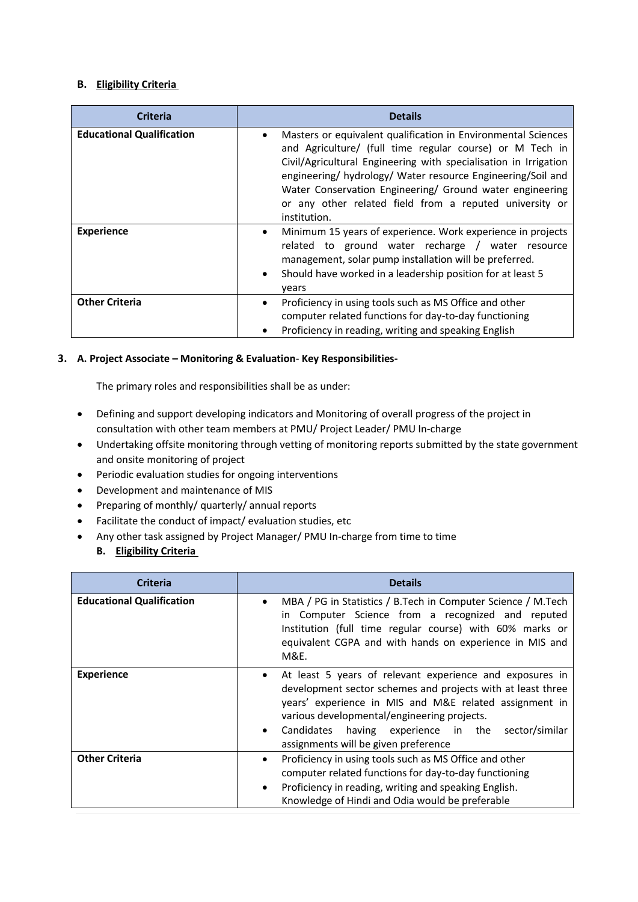**B. Eligibility Criteria**

| Criteria | Details |
| --- | --- |
| **Educational Qualification** | • Masters or equivalent qualification in Environmental Sciences and Agriculture/ (full time regular course) or M Tech in Civil/Agricultural Engineering with specialisation in Irrigation engineering/ hydrology/ Water resource Engineering/Soil and Water Conservation Engineering/ Ground water engineering or any other related field from a reputed university or institution. |
| **Experience** | • Minimum 15 years of experience. Work experience in projects related to ground water recharge / water resource management, solar pump installation will be preferred.<br>• Should have worked in a leadership position for at least 5 years |
| **Other Criteria** | • Proficiency in using tools such as MS Office and other computer related functions for day-to-day functioning<br>• Proficiency in reading, writing and speaking English |

**3. A. Project Associate – Monitoring & Evaluation- Key Responsibilities-**

The primary roles and responsibilities shall be as under:

- Defining and support developing indicators and Monitoring of overall progress of the project in consultation with other team members at PMU/ Project Leader/ PMU In-charge
- Undertaking offsite monitoring through vetting of monitoring reports submitted by the state government and onsite monitoring of project
- Periodic evaluation studies for ongoing interventions
- Development and maintenance of MIS
- Preparing of monthly/ quarterly/ annual reports
- Facilitate the conduct of impact/ evaluation studies, etc
- Any other task assigned by Project Manager/ PMU In-charge from time to time

**B. Eligibility Criteria**

| Criteria | Details |
| --- | --- |
| **Educational Qualification** | • MBA / PG in Statistics / B.Tech in Computer Science / M.Tech in Computer Science from a recognized and reputed Institution (full time regular course) with 60% marks or equivalent CGPA and with hands on experience in MIS and M&E. |
| **Experience** | • At least 5 years of relevant experience and exposures in development sector schemes and projects with at least three years' experience in MIS and M&E related assignment in various developmental/engineering projects.<br>• Candidates having experience in the sector/similar assignments will be given preference |
| **Other Criteria** | • Proficiency in using tools such as MS Office and other computer related functions for day-to-day functioning<br>• Proficiency in reading, writing and speaking English. Knowledge of Hindi and Odia would be preferable |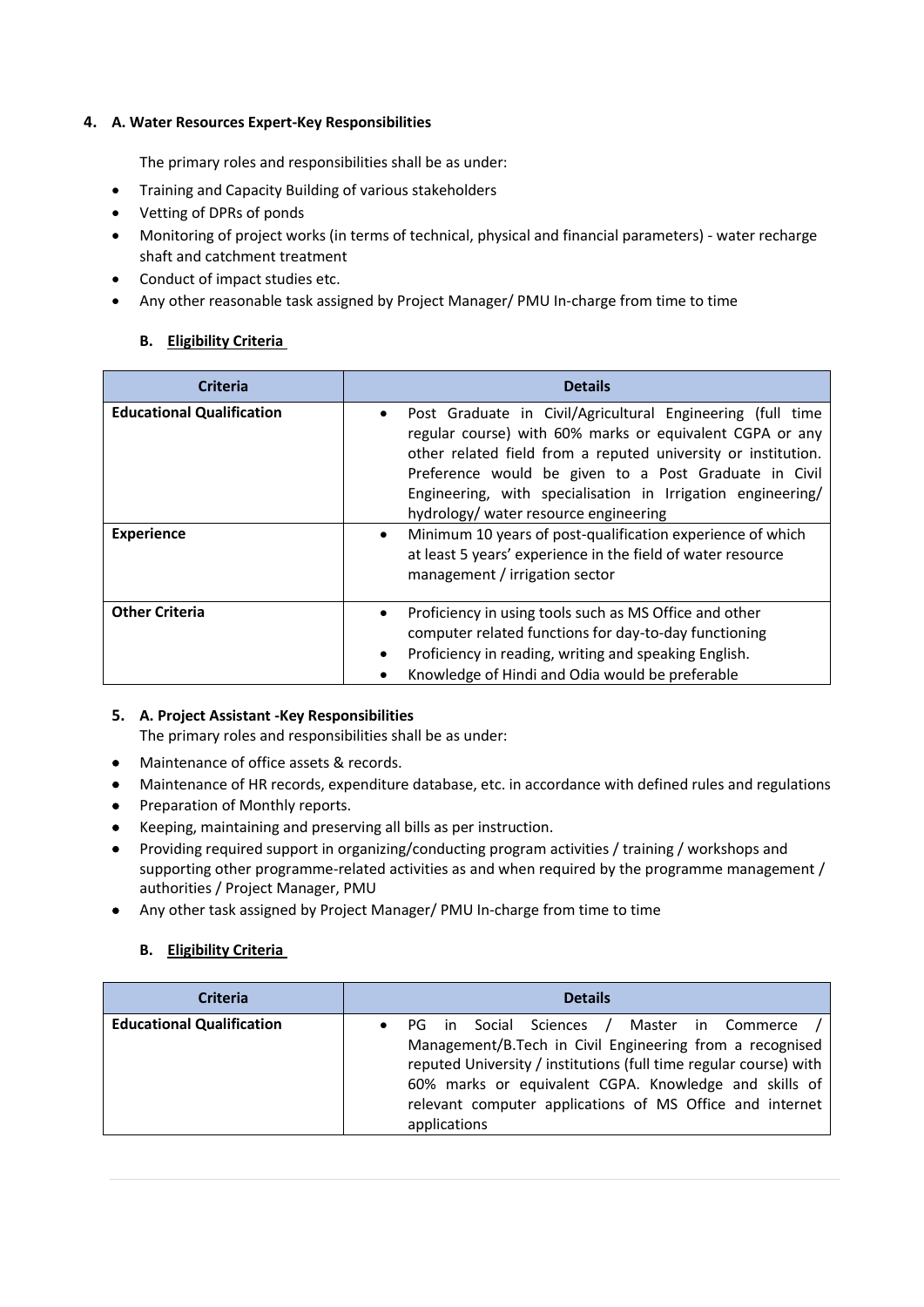### 4. A. Water Resources Expert-Key Responsibilities

The primary roles and responsibilities shall be as under:

- Training and Capacity Building of various stakeholders
- Vetting of DPRs of ponds
- Monitoring of project works (in terms of technical, physical and financial parameters) - water recharge shaft and catchment treatment
- Conduct of impact studies etc.
- Any other reasonable task assigned by Project Manager/ PMU In-charge from time to time

#### B. Eligibility Criteria

| Criteria | Details |
|---|---|
| **Educational Qualification** | • Post Graduate in Civil/Agricultural Engineering (full time regular course) with 60% marks or equivalent CGPA or any other related field from a reputed university or institution. Preference would be given to a Post Graduate in Civil Engineering, with specialisation in Irrigation engineering/ hydrology/ water resource engineering |
| **Experience** | • Minimum 10 years of post-qualification experience of which at least 5 years' experience in the field of water resource management / irrigation sector |
| **Other Criteria** | • Proficiency in using tools such as MS Office and other computer related functions for day-to-day functioning<br>• Proficiency in reading, writing and speaking English.<br>• Knowledge of Hindi and Odia would be preferable |

### 5. A. Project Assistant -Key Responsibilities

The primary roles and responsibilities shall be as under:

- Maintenance of office assets & records.
- Maintenance of HR records, expenditure database, etc. in accordance with defined rules and regulations
- Preparation of Monthly reports.
- Keeping, maintaining and preserving all bills as per instruction.
- Providing required support in organizing/conducting program activities / training / workshops and supporting other programme-related activities as and when required by the programme management / authorities / Project Manager, PMU
- Any other task assigned by Project Manager/ PMU In-charge from time to time

#### B. Eligibility Criteria

| Criteria | Details |
|---|---|
| **Educational Qualification** | • PG in Social Sciences / Master in Commerce / Management/B.Tech in Civil Engineering from a recognised reputed University / institutions (full time regular course) with 60% marks or equivalent CGPA. Knowledge and skills of relevant computer applications of MS Office and internet applications |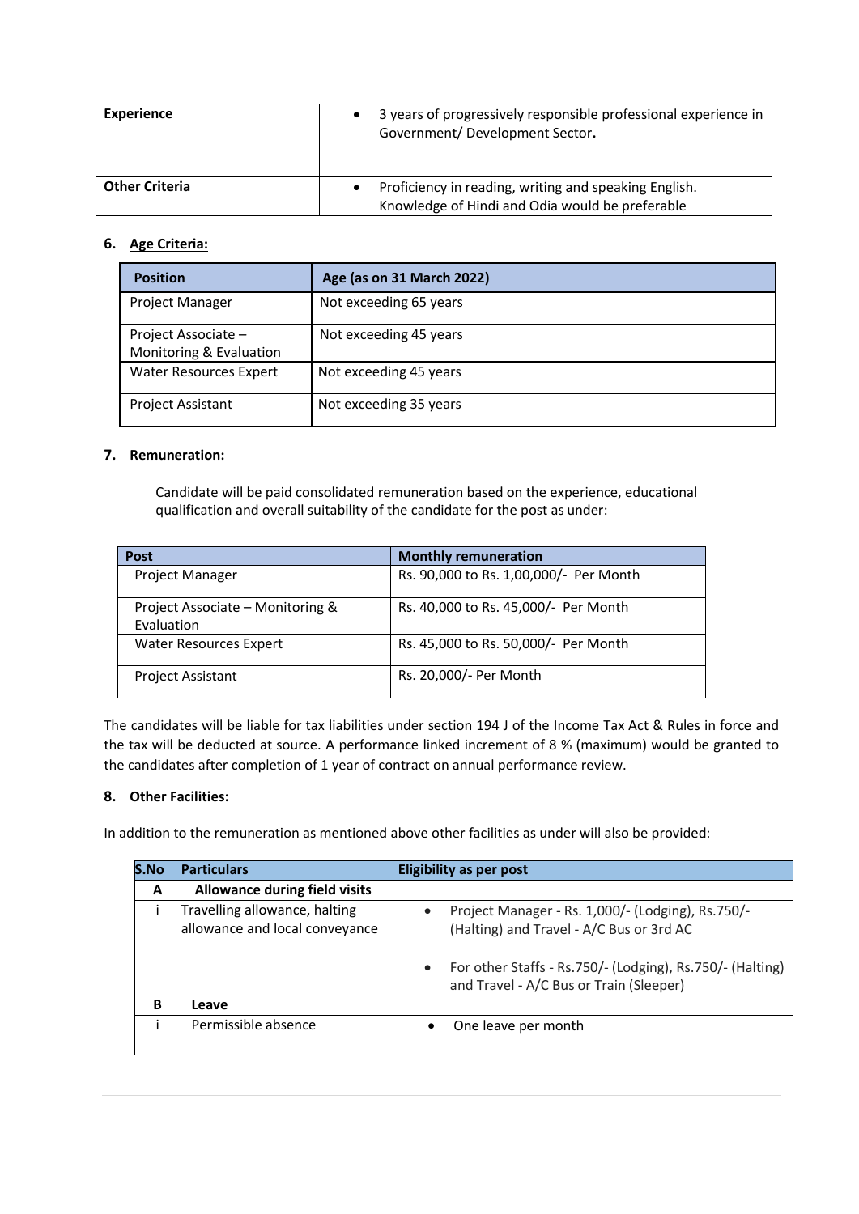| | |
|---|---|
| **Experience** | • 3 years of progressively responsible professional experience in Government/ Development Sector**.** |
| **Other Criteria** | • Proficiency in reading, writing and speaking English. Knowledge of Hindi and Odia would be preferable |

### 6. Age Criteria:

| Position | Age (as on 31 March 2022) |
|---|---|
| Project Manager | Not exceeding 65 years |
| Project Associate – Monitoring & Evaluation | Not exceeding 45 years |
| Water Resources Expert | Not exceeding 45 years |
| Project Assistant | Not exceeding 35 years |

### 7. Remuneration:

Candidate will be paid consolidated remuneration based on the experience, educational qualification and overall suitability of the candidate for the post as under:

| Post | Monthly remuneration |
|---|---|
| Project Manager | Rs. 90,000 to Rs. 1,00,000/- Per Month |
| Project Associate – Monitoring & Evaluation | Rs. 40,000 to Rs. 45,000/- Per Month |
| Water Resources Expert | Rs. 45,000 to Rs. 50,000/- Per Month |
| Project Assistant | Rs. 20,000/- Per Month |

The candidates will be liable for tax liabilities under section 194 J of the Income Tax Act & Rules in force and the tax will be deducted at source. A performance linked increment of 8 % (maximum) would be granted to the candidates after completion of 1 year of contract on annual performance review.

### 8. Other Facilities:

In addition to the remuneration as mentioned above other facilities as under will also be provided:

| S.No | Particulars | Eligibility as per post |
|---|---|---|
| **A** | **Allowance during field visits** | |
| i | Travelling allowance, halting allowance and local conveyance | • Project Manager - Rs. 1,000/- (Lodging), Rs.750/- (Halting) and Travel - A/C Bus or 3rd AC<br>• For other Staffs - Rs.750/- (Lodging), Rs.750/- (Halting) and Travel - A/C Bus or Train (Sleeper) |
| **B** | **Leave** | |
| i | Permissible absence | • One leave per month |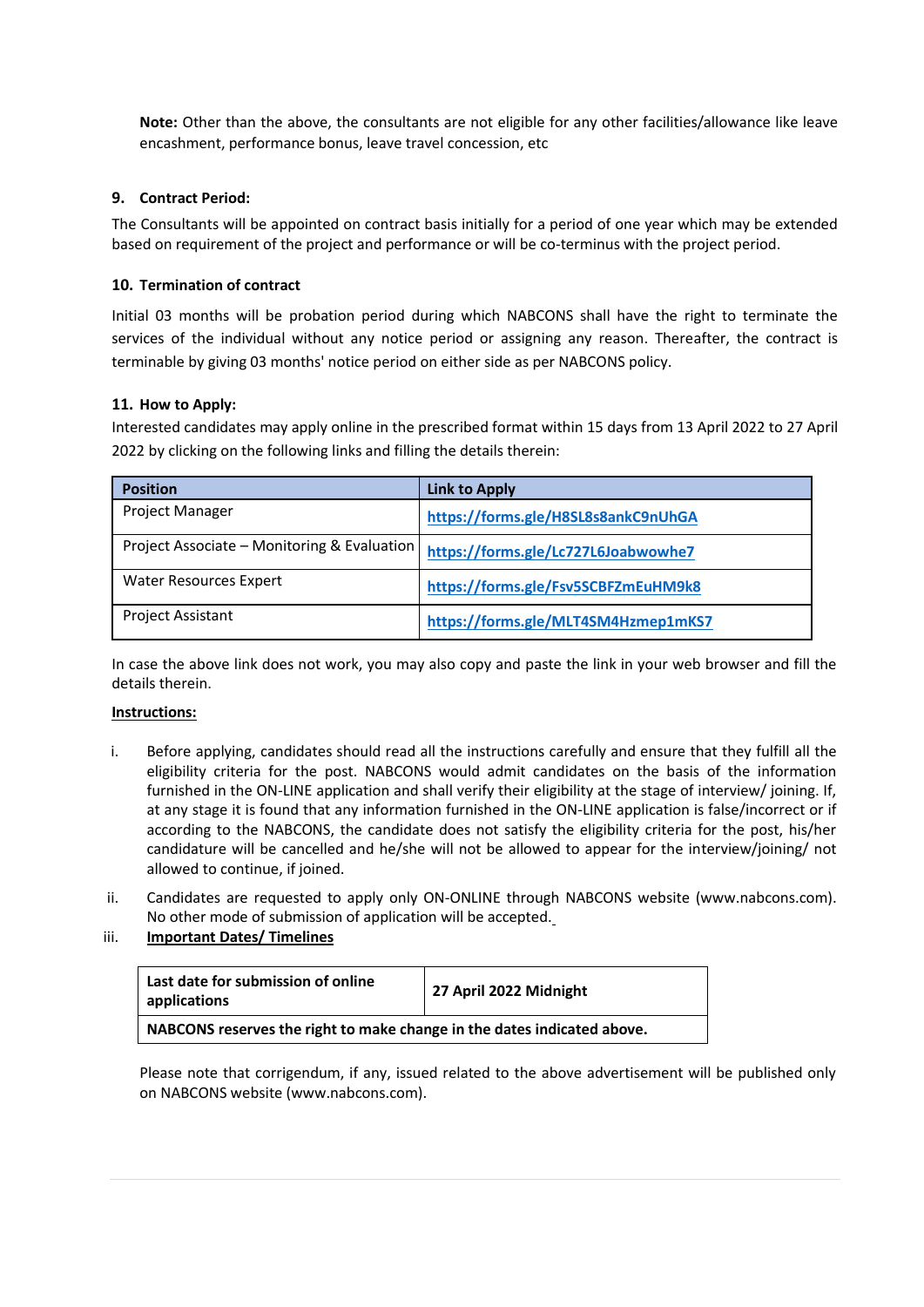**Note:** Other than the above, the consultants are not eligible for any other facilities/allowance like leave encashment, performance bonus, leave travel concession, etc

### 9. Contract Period:

The Consultants will be appointed on contract basis initially for a period of one year which may be extended based on requirement of the project and performance or will be co-terminus with the project period.

### 10. Termination of contract

Initial 03 months will be probation period during which NABCONS shall have the right to terminate the services of the individual without any notice period or assigning any reason. Thereafter, the contract is terminable by giving 03 months' notice period on either side as per NABCONS policy.

### 11. How to Apply:

Interested candidates may apply online in the prescribed format within 15 days from 13 April 2022 to 27 April 2022 by clicking on the following links and filling the details therein:

| Position | Link to Apply |
|---|---|
| Project Manager | https://forms.gle/H8SL8s8ankC9nUhGA |
| Project Associate – Monitoring & Evaluation | https://forms.gle/Lc727L6Joabwowhe7 |
| Water Resources Expert | https://forms.gle/Fsv5SCBFZmEuHM9k8 |
| Project Assistant | https://forms.gle/MLT4SM4Hzmep1mKS7 |

In case the above link does not work, you may also copy and paste the link in your web browser and fill the details therein.

**Instructions:**

i. Before applying, candidates should read all the instructions carefully and ensure that they fulfill all the eligibility criteria for the post. NABCONS would admit candidates on the basis of the information furnished in the ON-LINE application and shall verify their eligibility at the stage of interview/ joining. If, at any stage it is found that any information furnished in the ON-LINE application is false/incorrect or if according to the NABCONS, the candidate does not satisfy the eligibility criteria for the post, his/her candidature will be cancelled and he/she will not be allowed to appear for the interview/joining/ not allowed to continue, if joined.

ii. Candidates are requested to apply only ON-ONLINE through NABCONS website (www.nabcons.com). No other mode of submission of application will be accepted.

iii. **Important Dates/ Timelines**

| Last date for submission of online applications | 27 April 2022 Midnight |
|---|---|
| **NABCONS reserves the right to make change in the dates indicated above.** | |

Please note that corrigendum, if any, issued related to the above advertisement will be published only on NABCONS website (www.nabcons.com).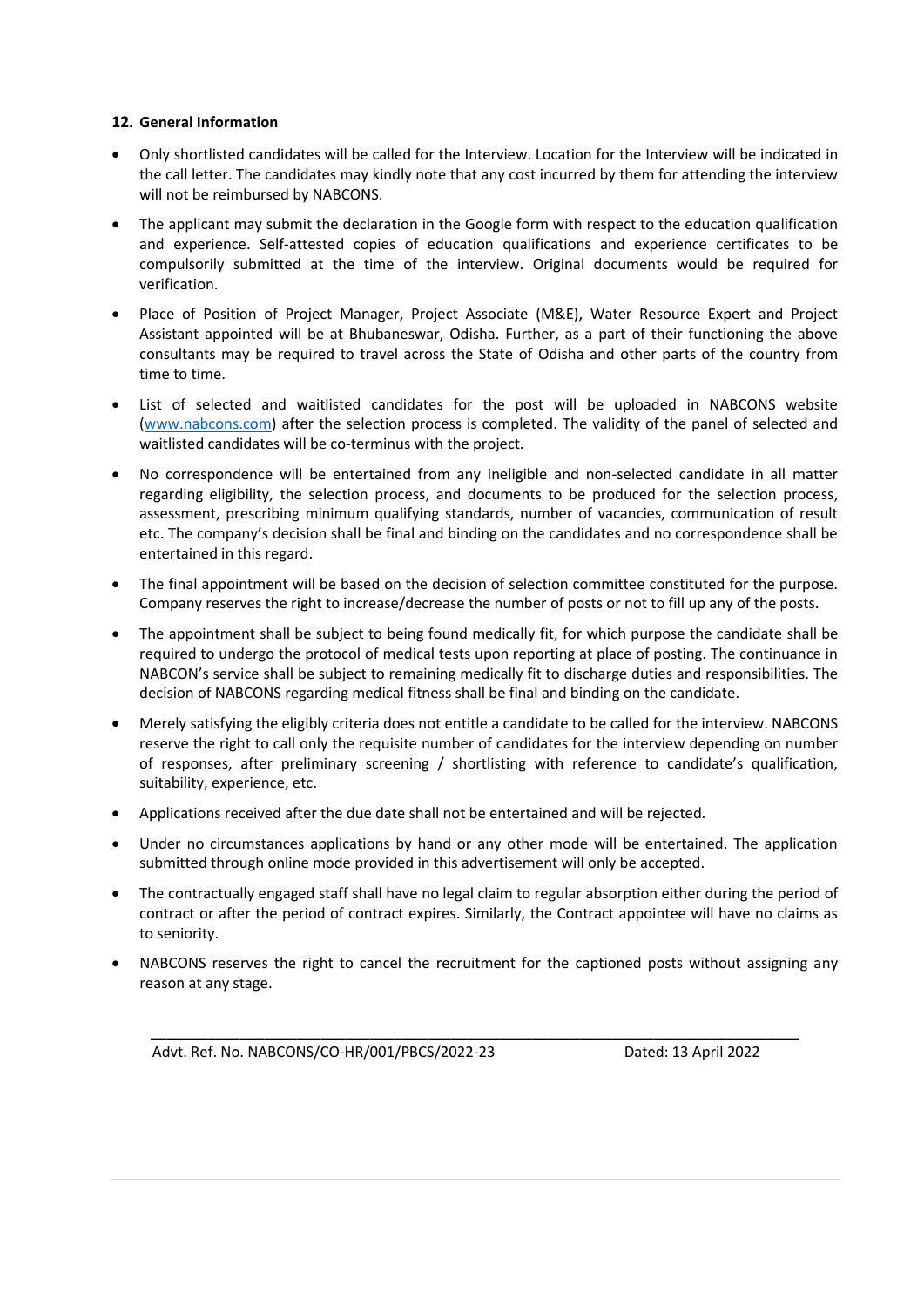**12. General Information**

- Only shortlisted candidates will be called for the Interview. Location for the Interview will be indicated in the call letter. The candidates may kindly note that any cost incurred by them for attending the interview will not be reimbursed by NABCONS.
- The applicant may submit the declaration in the Google form with respect to the education qualification and experience. Self-attested copies of education qualifications and experience certificates to be compulsorily submitted at the time of the interview. Original documents would be required for verification.
- Place of Position of Project Manager, Project Associate (M&E), Water Resource Expert and Project Assistant appointed will be at Bhubaneswar, Odisha. Further, as a part of their functioning the above consultants may be required to travel across the State of Odisha and other parts of the country from time to time.
- List of selected and waitlisted candidates for the post will be uploaded in NABCONS website (www.nabcons.com) after the selection process is completed. The validity of the panel of selected and waitlisted candidates will be co-terminus with the project.
- No correspondence will be entertained from any ineligible and non-selected candidate in all matter regarding eligibility, the selection process, and documents to be produced for the selection process, assessment, prescribing minimum qualifying standards, number of vacancies, communication of result etc. The company's decision shall be final and binding on the candidates and no correspondence shall be entertained in this regard.
- The final appointment will be based on the decision of selection committee constituted for the purpose. Company reserves the right to increase/decrease the number of posts or not to fill up any of the posts.
- The appointment shall be subject to being found medically fit, for which purpose the candidate shall be required to undergo the protocol of medical tests upon reporting at place of posting. The continuance in NABCON's service shall be subject to remaining medically fit to discharge duties and responsibilities. The decision of NABCONS regarding medical fitness shall be final and binding on the candidate.
- Merely satisfying the eligibly criteria does not entitle a candidate to be called for the interview. NABCONS reserve the right to call only the requisite number of candidates for the interview depending on number of responses, after preliminary screening / shortlisting with reference to candidate's qualification, suitability, experience, etc.
- Applications received after the due date shall not be entertained and will be rejected.
- Under no circumstances applications by hand or any other mode will be entertained. The application submitted through online mode provided in this advertisement will only be accepted.
- The contractually engaged staff shall have no legal claim to regular absorption either during the period of contract or after the period of contract expires. Similarly, the Contract appointee will have no claims as to seniority.
- NABCONS reserves the right to cancel the recruitment for the captioned posts without assigning any reason at any stage.

---

Advt. Ref. No. NABCONS/CO-HR/001/PBCS/2022-23 Dated: 13 April 2022